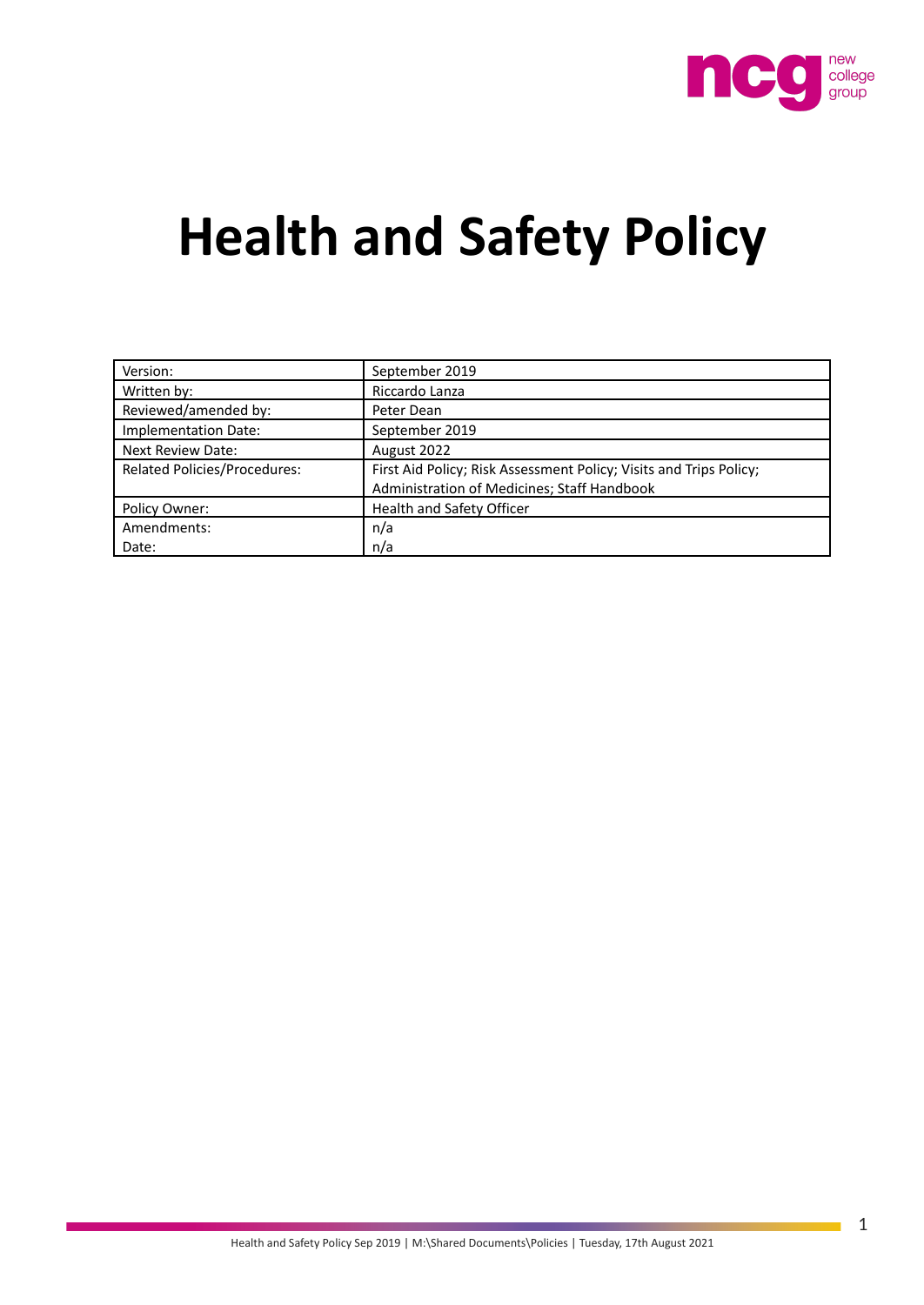# Health and Safety Policy

| | |
|---|---|
| Version: | September 2019 |
| Written by: | Riccardo Lanza |
| Reviewed/amended by: | Peter Dean |
| Implementation Date: | September 2019 |
| Next Review Date: | August 2022 |
| Related Policies/Procedures: | First Aid Policy; Risk Assessment Policy; Visits and Trips Policy; Administration of Medicines; Staff Handbook |
| Policy Owner: | Health and Safety Officer |
| Amendments: | n/a |
| Date: | n/a |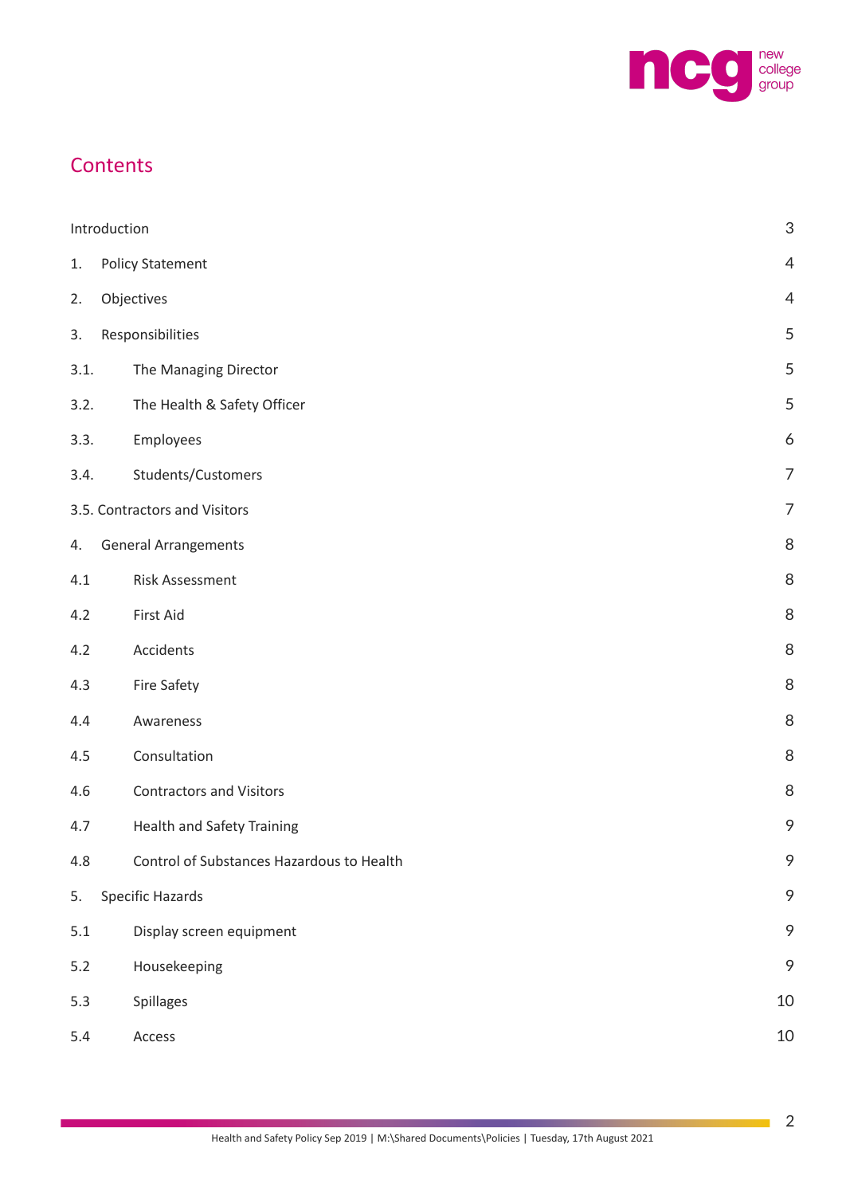## Contents

| | | |
|---|---|---|
| Introduction | | 3 |
| 1. | Policy Statement | 4 |
| 2. | Objectives | 4 |
| 3. | Responsibilities | 5 |
| 3.1. | The Managing Director | 5 |
| 3.2. | The Health & Safety Officer | 5 |
| 3.3. | Employees | 6 |
| 3.4. | Students/Customers | 7 |
| 3.5. Contractors and Visitors | | 7 |
| 4. | General Arrangements | 8 |
| 4.1 | Risk Assessment | 8 |
| 4.2 | First Aid | 8 |
| 4.2 | Accidents | 8 |
| 4.3 | Fire Safety | 8 |
| 4.4 | Awareness | 8 |
| 4.5 | Consultation | 8 |
| 4.6 | Contractors and Visitors | 8 |
| 4.7 | Health and Safety Training | 9 |
| 4.8 | Control of Substances Hazardous to Health | 9 |
| 5. | Specific Hazards | 9 |
| 5.1 | Display screen equipment | 9 |
| 5.2 | Housekeeping | 9 |
| 5.3 | Spillages | 10 |
| 5.4 | Access | 10 |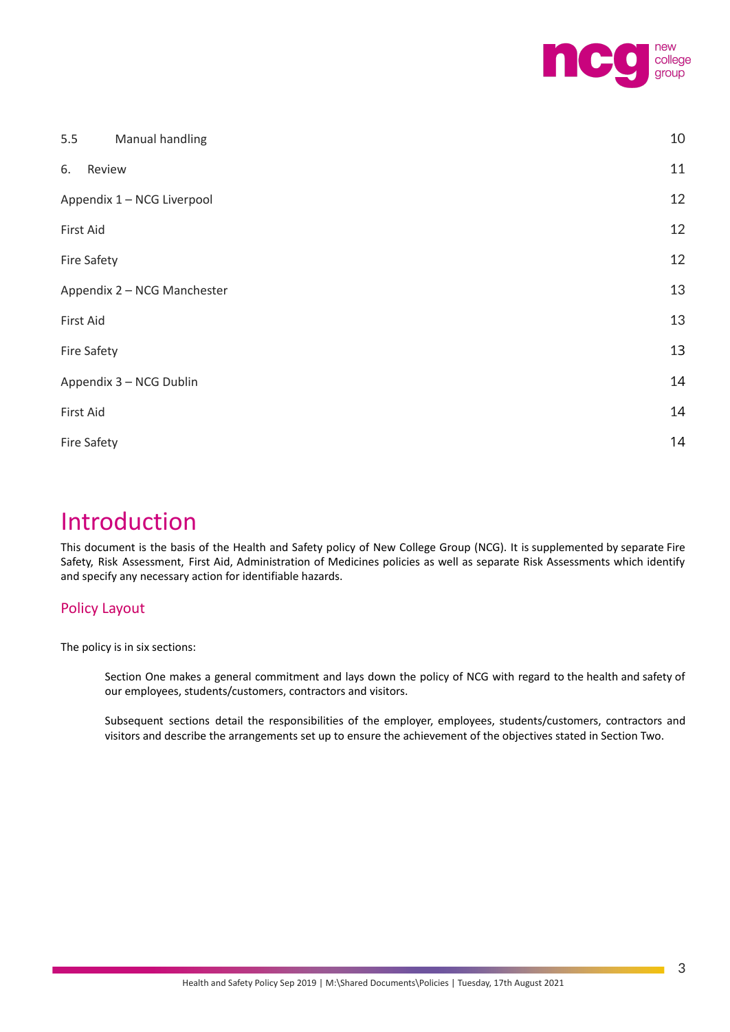| | |
|---|---|
| 5.5 Manual handling | 10 |
| 6. Review | 11 |
| Appendix 1 – NCG Liverpool | 12 |
| First Aid | 12 |
| Fire Safety | 12 |
| Appendix 2 – NCG Manchester | 13 |
| First Aid | 13 |
| Fire Safety | 13 |
| Appendix 3 – NCG Dublin | 14 |
| First Aid | 14 |
| Fire Safety | 14 |

# Introduction

This document is the basis of the Health and Safety policy of New College Group (NCG). It is supplemented by separate Fire Safety, Risk Assessment, First Aid, Administration of Medicines policies as well as separate Risk Assessments which identify and specify any necessary action for identifiable hazards.

## Policy Layout

The policy is in six sections:

> Section One makes a general commitment and lays down the policy of NCG with regard to the health and safety of our employees, students/customers, contractors and visitors.
>
> Subsequent sections detail the responsibilities of the employer, employees, students/customers, contractors and visitors and describe the arrangements set up to ensure the achievement of the objectives stated in Section Two.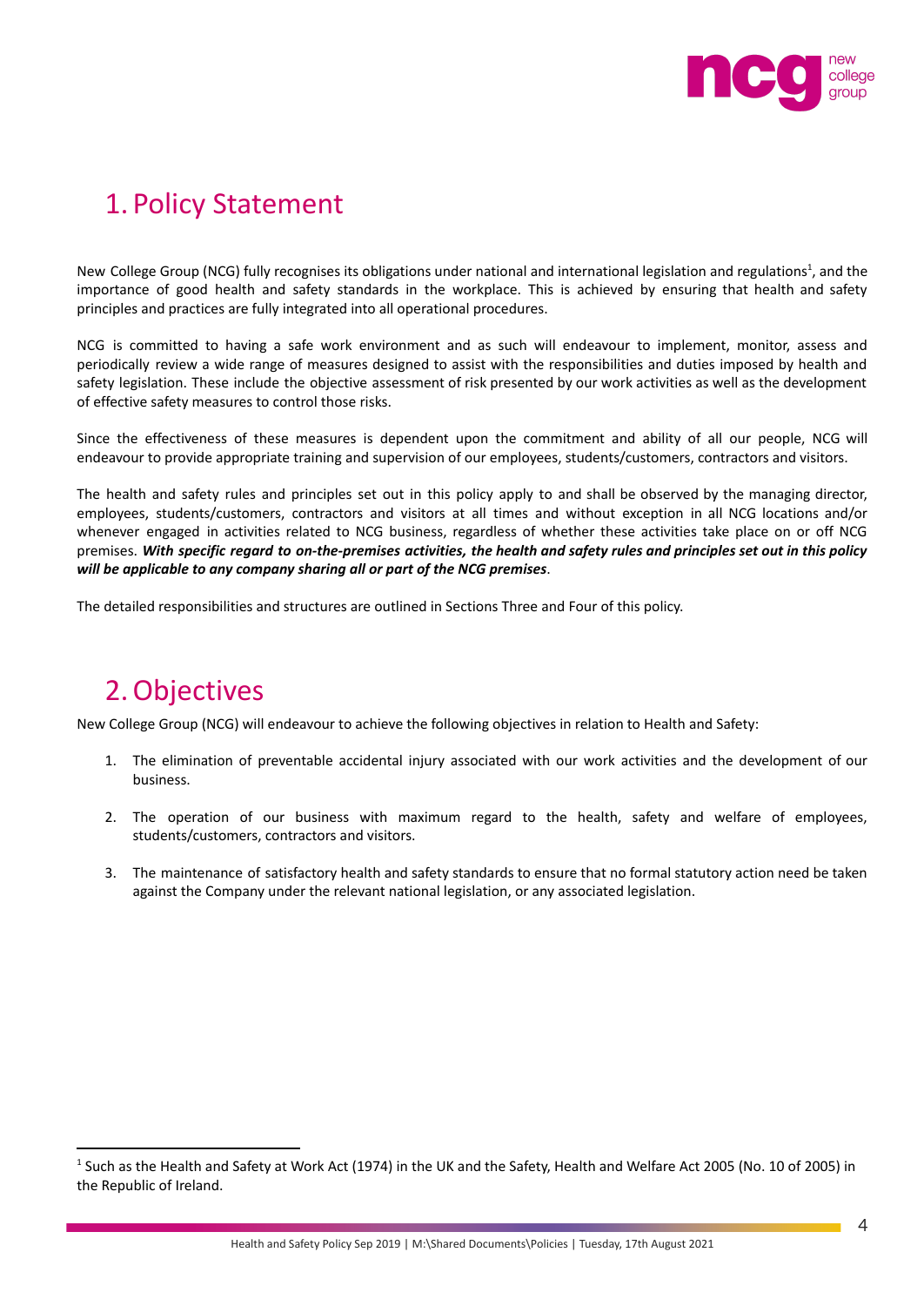# 1. Policy Statement

New College Group (NCG) fully recognises its obligations under national and international legislation and regulations[1], and the importance of good health and safety standards in the workplace. This is achieved by ensuring that health and safety principles and practices are fully integrated into all operational procedures.

NCG is committed to having a safe work environment and as such will endeavour to implement, monitor, assess and periodically review a wide range of measures designed to assist with the responsibilities and duties imposed by health and safety legislation. These include the objective assessment of risk presented by our work activities as well as the development of effective safety measures to control those risks.

Since the effectiveness of these measures is dependent upon the commitment and ability of all our people, NCG will endeavour to provide appropriate training and supervision of our employees, students/customers, contractors and visitors.

The health and safety rules and principles set out in this policy apply to and shall be observed by the managing director, employees, students/customers, contractors and visitors at all times and without exception in all NCG locations and/or whenever engaged in activities related to NCG business, regardless of whether these activities take place on or off NCG premises. ***With specific regard to on-the-premises activities, the health and safety rules and principles set out in this policy will be applicable to any company sharing all or part of the NCG premises***.

The detailed responsibilities and structures are outlined in Sections Three and Four of this policy.

# 2. Objectives

New College Group (NCG) will endeavour to achieve the following objectives in relation to Health and Safety:

1. The elimination of preventable accidental injury associated with our work activities and the development of our business.
2. The operation of our business with maximum regard to the health, safety and welfare of employees, students/customers, contractors and visitors.
3. The maintenance of satisfactory health and safety standards to ensure that no formal statutory action need be taken against the Company under the relevant national legislation, or any associated legislation.

---

[1] Such as the Health and Safety at Work Act (1974) in the UK and the Safety, Health and Welfare Act 2005 (No. 10 of 2005) in the Republic of Ireland.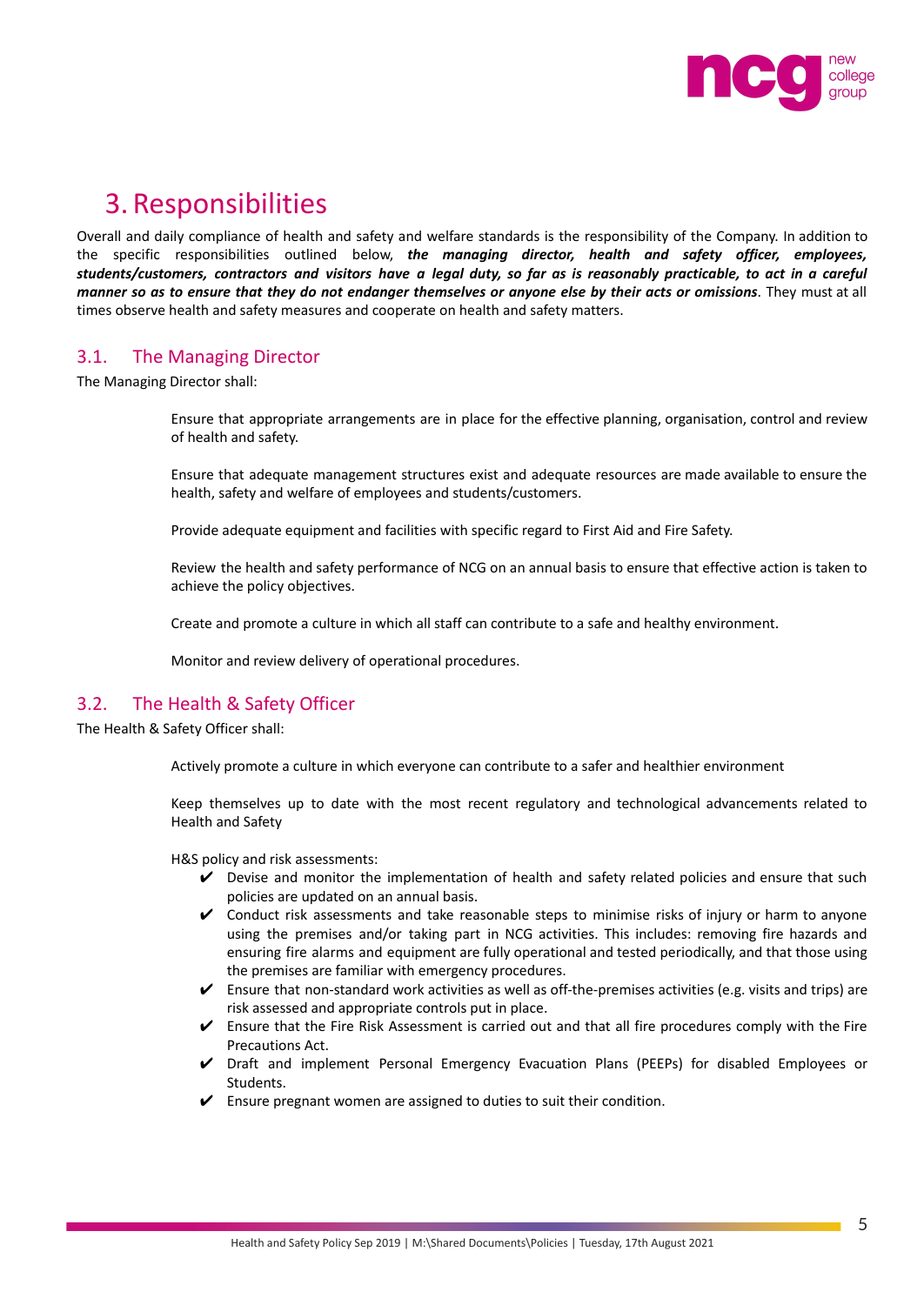# 3. Responsibilities

Overall and daily compliance of health and safety and welfare standards is the responsibility of the Company. In addition to the specific responsibilities outlined below, ***the managing director, health and safety officer, employees, students/customers, contractors and visitors have a legal duty, so far as is reasonably practicable, to act in a careful manner so as to ensure that they do not endanger themselves or anyone else by their acts or omissions***. They must at all times observe health and safety measures and cooperate on health and safety matters.

## 3.1. The Managing Director

The Managing Director shall:

Ensure that appropriate arrangements are in place for the effective planning, organisation, control and review of health and safety.

Ensure that adequate management structures exist and adequate resources are made available to ensure the health, safety and welfare of employees and students/customers.

Provide adequate equipment and facilities with specific regard to First Aid and Fire Safety.

Review the health and safety performance of NCG on an annual basis to ensure that effective action is taken to achieve the policy objectives.

Create and promote a culture in which all staff can contribute to a safe and healthy environment.

Monitor and review delivery of operational procedures.

## 3.2. The Health & Safety Officer

The Health & Safety Officer shall:

Actively promote a culture in which everyone can contribute to a safer and healthier environment

Keep themselves up to date with the most recent regulatory and technological advancements related to Health and Safety

H&S policy and risk assessments:

- ✔ Devise and monitor the implementation of health and safety related policies and ensure that such policies are updated on an annual basis.
- ✔ Conduct risk assessments and take reasonable steps to minimise risks of injury or harm to anyone using the premises and/or taking part in NCG activities. This includes: removing fire hazards and ensuring fire alarms and equipment are fully operational and tested periodically, and that those using the premises are familiar with emergency procedures.
- ✔ Ensure that non-standard work activities as well as off-the-premises activities (e.g. visits and trips) are risk assessed and appropriate controls put in place.
- ✔ Ensure that the Fire Risk Assessment is carried out and that all fire procedures comply with the Fire Precautions Act.
- ✔ Draft and implement Personal Emergency Evacuation Plans (PEEPs) for disabled Employees or Students.
- ✔ Ensure pregnant women are assigned to duties to suit their condition.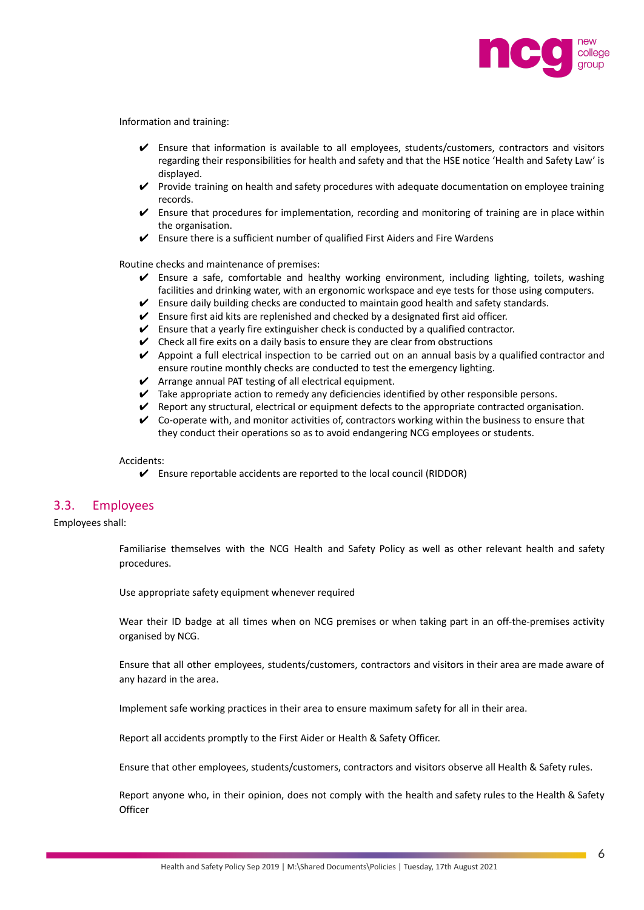Information and training:

- ✔ Ensure that information is available to all employees, students/customers, contractors and visitors regarding their responsibilities for health and safety and that the HSE notice 'Health and Safety Law' is displayed.
- ✔ Provide training on health and safety procedures with adequate documentation on employee training records.
- ✔ Ensure that procedures for implementation, recording and monitoring of training are in place within the organisation.
- ✔ Ensure there is a sufficient number of qualified First Aiders and Fire Wardens

Routine checks and maintenance of premises:

- ✔ Ensure a safe, comfortable and healthy working environment, including lighting, toilets, washing facilities and drinking water, with an ergonomic workspace and eye tests for those using computers.
- ✔ Ensure daily building checks are conducted to maintain good health and safety standards.
- ✔ Ensure first aid kits are replenished and checked by a designated first aid officer.
- ✔ Ensure that a yearly fire extinguisher check is conducted by a qualified contractor.
- ✔ Check all fire exits on a daily basis to ensure they are clear from obstructions
- ✔ Appoint a full electrical inspection to be carried out on an annual basis by a qualified contractor and ensure routine monthly checks are conducted to test the emergency lighting.
- ✔ Arrange annual PAT testing of all electrical equipment.
- ✔ Take appropriate action to remedy any deficiencies identified by other responsible persons.
- ✔ Report any structural, electrical or equipment defects to the appropriate contracted organisation.
- ✔ Co-operate with, and monitor activities of, contractors working within the business to ensure that they conduct their operations so as to avoid endangering NCG employees or students.

Accidents:

- ✔ Ensure reportable accidents are reported to the local council (RIDDOR)

## 3.3. Employees

Employees shall:

Familiarise themselves with the NCG Health and Safety Policy as well as other relevant health and safety procedures.

Use appropriate safety equipment whenever required

Wear their ID badge at all times when on NCG premises or when taking part in an off-the-premises activity organised by NCG.

Ensure that all other employees, students/customers, contractors and visitors in their area are made aware of any hazard in the area.

Implement safe working practices in their area to ensure maximum safety for all in their area.

Report all accidents promptly to the First Aider or Health & Safety Officer.

Ensure that other employees, students/customers, contractors and visitors observe all Health & Safety rules.

Report anyone who, in their opinion, does not comply with the health and safety rules to the Health & Safety Officer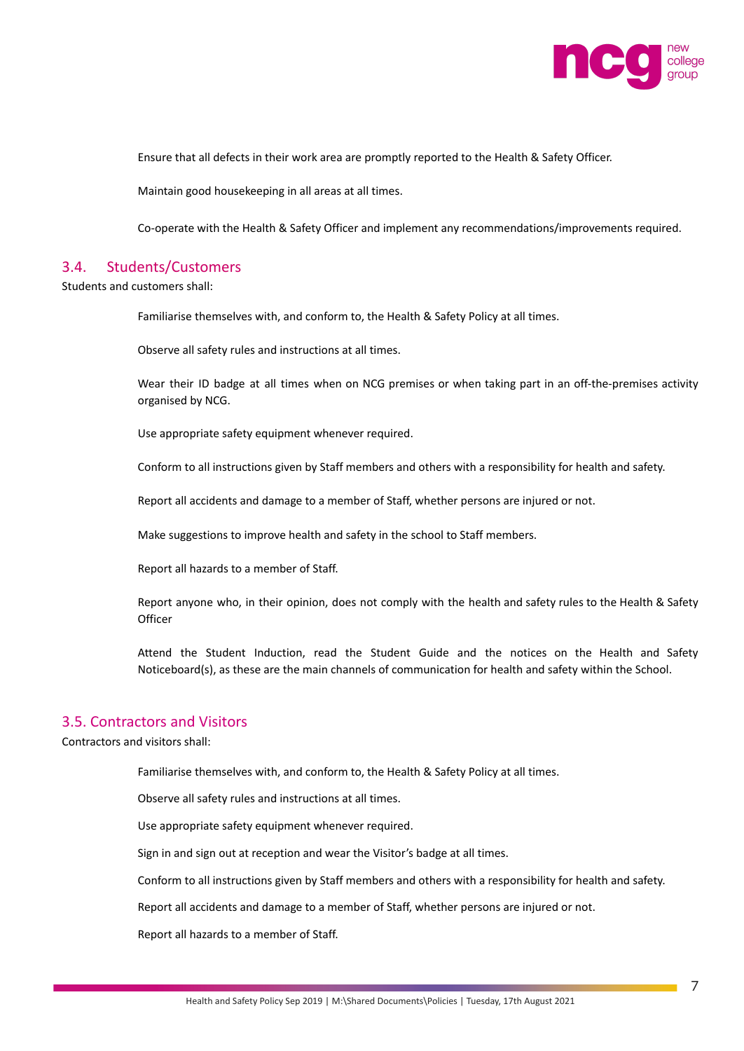Ensure that all defects in their work area are promptly reported to the Health & Safety Officer.

Maintain good housekeeping in all areas at all times.

Co-operate with the Health & Safety Officer and implement any recommendations/improvements required.

## 3.4. Students/Customers

Students and customers shall:

Familiarise themselves with, and conform to, the Health & Safety Policy at all times.

Observe all safety rules and instructions at all times.

Wear their ID badge at all times when on NCG premises or when taking part in an off-the-premises activity organised by NCG.

Use appropriate safety equipment whenever required.

Conform to all instructions given by Staff members and others with a responsibility for health and safety.

Report all accidents and damage to a member of Staff, whether persons are injured or not.

Make suggestions to improve health and safety in the school to Staff members.

Report all hazards to a member of Staff.

Report anyone who, in their opinion, does not comply with the health and safety rules to the Health & Safety Officer

Attend the Student Induction, read the Student Guide and the notices on the Health and Safety Noticeboard(s), as these are the main channels of communication for health and safety within the School.

## 3.5. Contractors and Visitors

Contractors and visitors shall:

Familiarise themselves with, and conform to, the Health & Safety Policy at all times.

Observe all safety rules and instructions at all times.

Use appropriate safety equipment whenever required.

Sign in and sign out at reception and wear the Visitor's badge at all times.

Conform to all instructions given by Staff members and others with a responsibility for health and safety.

Report all accidents and damage to a member of Staff, whether persons are injured or not.

Report all hazards to a member of Staff.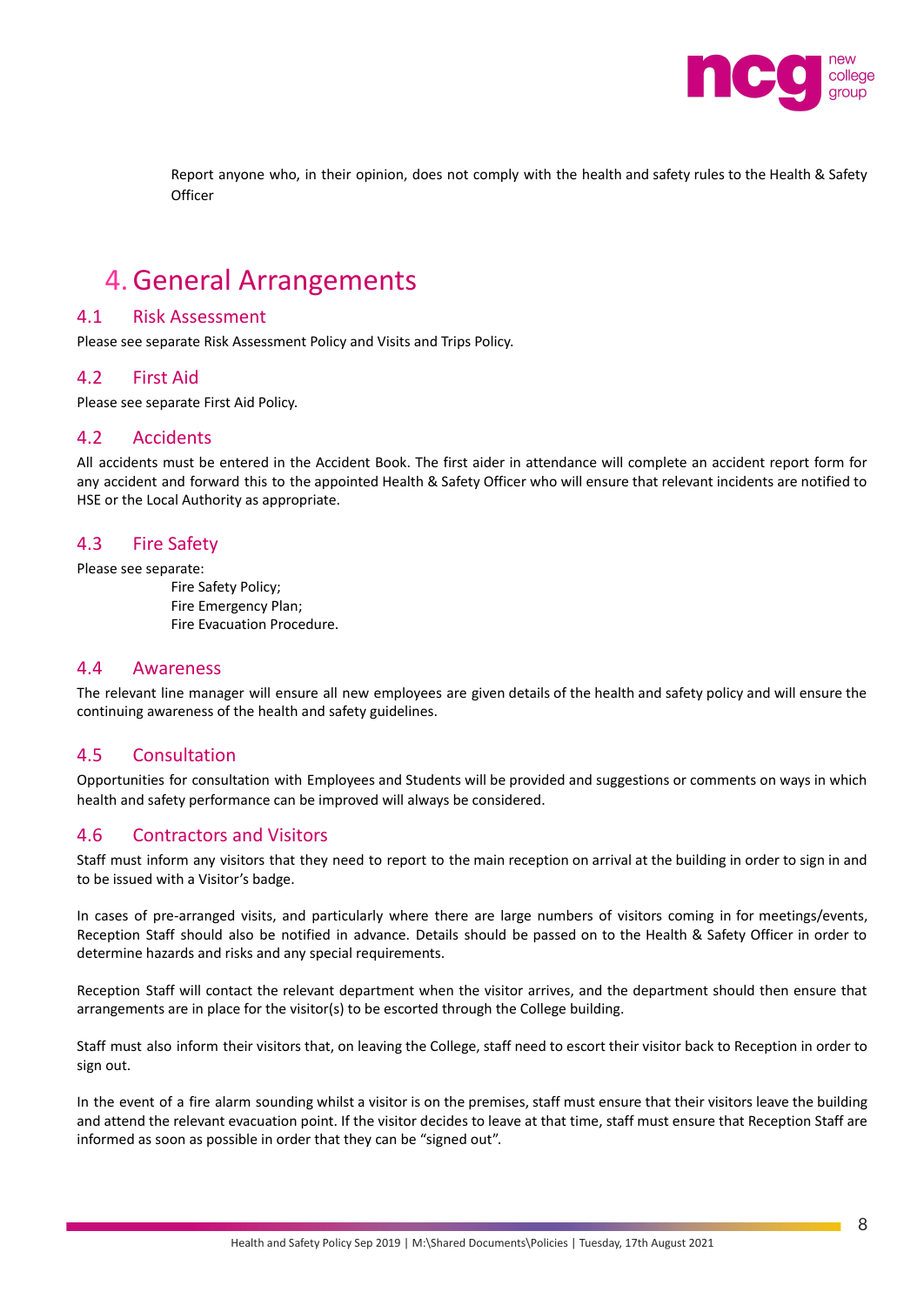Report anyone who, in their opinion, does not comply with the health and safety rules to the Health & Safety Officer

# 4. General Arrangements

## 4.1 Risk Assessment

Please see separate Risk Assessment Policy and Visits and Trips Policy.

## 4.2 First Aid

Please see separate First Aid Policy.

## 4.2 Accidents

All accidents must be entered in the Accident Book. The first aider in attendance will complete an accident report form for any accident and forward this to the appointed Health & Safety Officer who will ensure that relevant incidents are notified to HSE or the Local Authority as appropriate.

## 4.3 Fire Safety

Please see separate:

- Fire Safety Policy;
- Fire Emergency Plan;
- Fire Evacuation Procedure.

## 4.4 Awareness

The relevant line manager will ensure all new employees are given details of the health and safety policy and will ensure the continuing awareness of the health and safety guidelines.

## 4.5 Consultation

Opportunities for consultation with Employees and Students will be provided and suggestions or comments on ways in which health and safety performance can be improved will always be considered.

## 4.6 Contractors and Visitors

Staff must inform any visitors that they need to report to the main reception on arrival at the building in order to sign in and to be issued with a Visitor's badge.

In cases of pre-arranged visits, and particularly where there are large numbers of visitors coming in for meetings/events, Reception Staff should also be notified in advance. Details should be passed on to the Health & Safety Officer in order to determine hazards and risks and any special requirements.

Reception Staff will contact the relevant department when the visitor arrives, and the department should then ensure that arrangements are in place for the visitor(s) to be escorted through the College building.

Staff must also inform their visitors that, on leaving the College, staff need to escort their visitor back to Reception in order to sign out.

In the event of a fire alarm sounding whilst a visitor is on the premises, staff must ensure that their visitors leave the building and attend the relevant evacuation point. If the visitor decides to leave at that time, staff must ensure that Reception Staff are informed as soon as possible in order that they can be "signed out".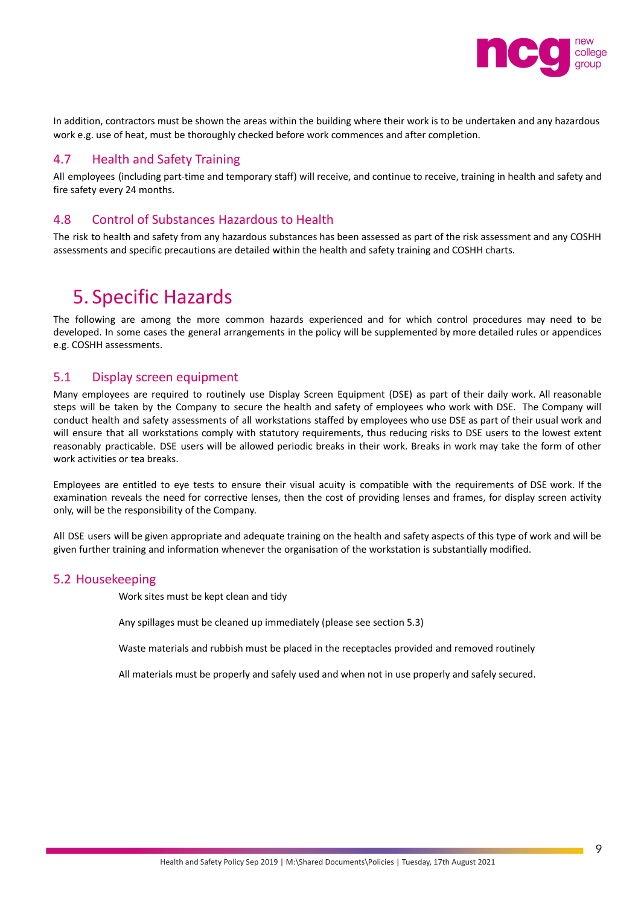In addition, contractors must be shown the areas within the building where their work is to be undertaken and any hazardous work e.g. use of heat, must be thoroughly checked before work commences and after completion.

## 4.7 Health and Safety Training

All employees (including part-time and temporary staff) will receive, and continue to receive, training in health and safety and fire safety every 24 months.

## 4.8 Control of Substances Hazardous to Health

The risk to health and safety from any hazardous substances has been assessed as part of the risk assessment and any COSHH assessments and specific precautions are detailed within the health and safety training and COSHH charts.

# 5. Specific Hazards

The following are among the more common hazards experienced and for which control procedures may need to be developed. In some cases the general arrangements in the policy will be supplemented by more detailed rules or appendices e.g. COSHH assessments.

## 5.1 Display screen equipment

Many employees are required to routinely use Display Screen Equipment (DSE) as part of their daily work. All reasonable steps will be taken by the Company to secure the health and safety of employees who work with DSE. The Company will conduct health and safety assessments of all workstations staffed by employees who use DSE as part of their usual work and will ensure that all workstations comply with statutory requirements, thus reducing risks to DSE users to the lowest extent reasonably practicable. DSE users will be allowed periodic breaks in their work. Breaks in work may take the form of other work activities or tea breaks.

Employees are entitled to eye tests to ensure their visual acuity is compatible with the requirements of DSE work. If the examination reveals the need for corrective lenses, then the cost of providing lenses and frames, for display screen activity only, will be the responsibility of the Company.

All DSE users will be given appropriate and adequate training on the health and safety aspects of this type of work and will be given further training and information whenever the organisation of the workstation is substantially modified.

## 5.2 Housekeeping

Work sites must be kept clean and tidy

Any spillages must be cleaned up immediately (please see section 5.3)

Waste materials and rubbish must be placed in the receptacles provided and removed routinely

All materials must be properly and safely used and when not in use properly and safely secured.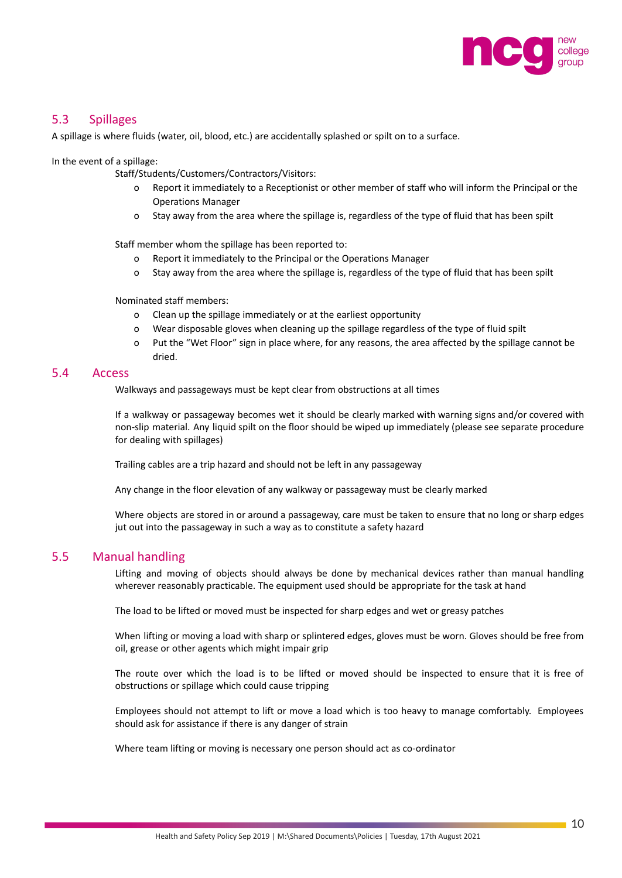## 5.3 Spillages

A spillage is where fluids (water, oil, blood, etc.) are accidentally splashed or spilt on to a surface.

In the event of a spillage:

Staff/Students/Customers/Contractors/Visitors:

- Report it immediately to a Receptionist or other member of staff who will inform the Principal or the Operations Manager
- Stay away from the area where the spillage is, regardless of the type of fluid that has been spilt

Staff member whom the spillage has been reported to:

- Report it immediately to the Principal or the Operations Manager
- Stay away from the area where the spillage is, regardless of the type of fluid that has been spilt

Nominated staff members:

- Clean up the spillage immediately or at the earliest opportunity
- Wear disposable gloves when cleaning up the spillage regardless of the type of fluid spilt
- Put the "Wet Floor" sign in place where, for any reasons, the area affected by the spillage cannot be dried.

## 5.4 Access

Walkways and passageways must be kept clear from obstructions at all times

If a walkway or passageway becomes wet it should be clearly marked with warning signs and/or covered with non-slip material. Any liquid spilt on the floor should be wiped up immediately (please see separate procedure for dealing with spillages)

Trailing cables are a trip hazard and should not be left in any passageway

Any change in the floor elevation of any walkway or passageway must be clearly marked

Where objects are stored in or around a passageway, care must be taken to ensure that no long or sharp edges jut out into the passageway in such a way as to constitute a safety hazard

## 5.5 Manual handling

Lifting and moving of objects should always be done by mechanical devices rather than manual handling wherever reasonably practicable. The equipment used should be appropriate for the task at hand

The load to be lifted or moved must be inspected for sharp edges and wet or greasy patches

When lifting or moving a load with sharp or splintered edges, gloves must be worn. Gloves should be free from oil, grease or other agents which might impair grip

The route over which the load is to be lifted or moved should be inspected to ensure that it is free of obstructions or spillage which could cause tripping

Employees should not attempt to lift or move a load which is too heavy to manage comfortably. Employees should ask for assistance if there is any danger of strain

Where team lifting or moving is necessary one person should act as co-ordinator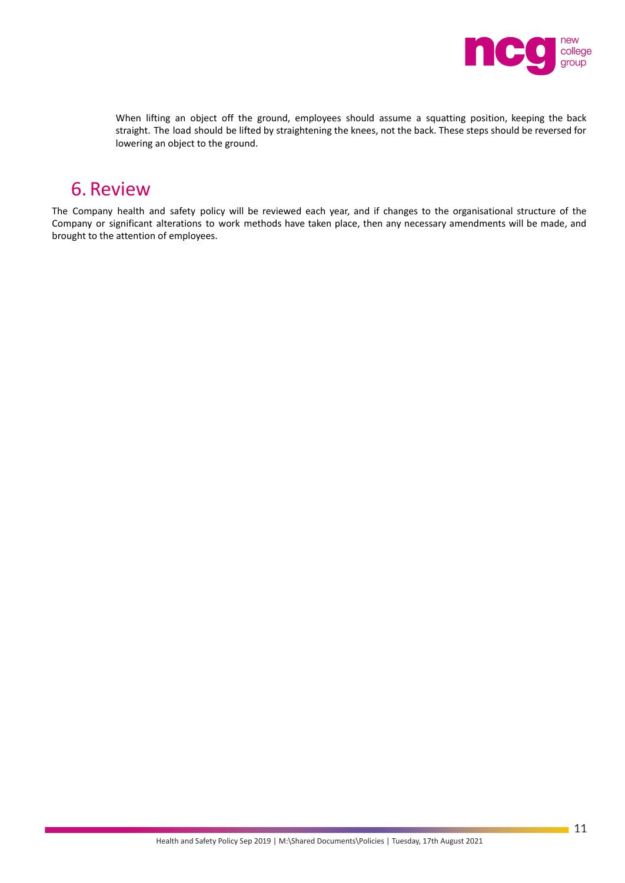When lifting an object off the ground, employees should assume a squatting position, keeping the back straight. The load should be lifted by straightening the knees, not the back. These steps should be reversed for lowering an object to the ground.

# 6. Review

The Company health and safety policy will be reviewed each year, and if changes to the organisational structure of the Company or significant alterations to work methods have taken place, then any necessary amendments will be made, and brought to the attention of employees.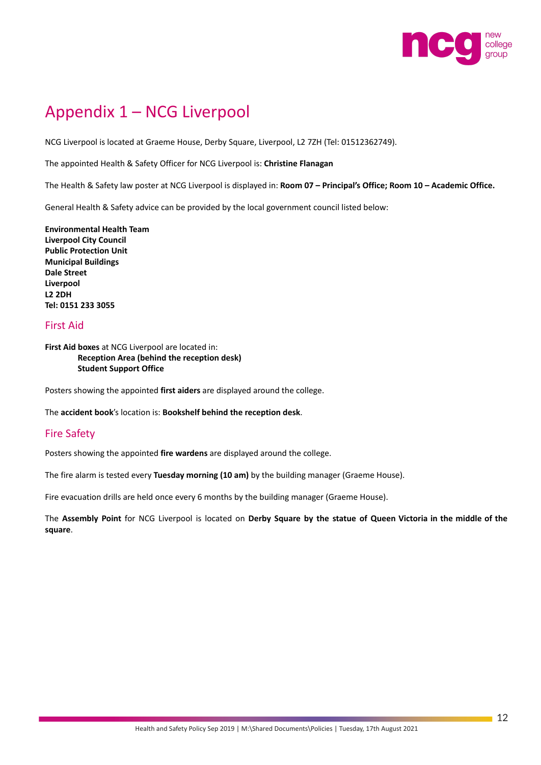# Appendix 1 – NCG Liverpool

NCG Liverpool is located at Graeme House, Derby Square, Liverpool, L2 7ZH (Tel: 01512362749).

The appointed Health & Safety Officer for NCG Liverpool is: **Christine Flanagan**

The Health & Safety law poster at NCG Liverpool is displayed in: **Room 07 – Principal's Office; Room 10 – Academic Office.**

General Health & Safety advice can be provided by the local government council listed below:

**Environmental Health Team**
**Liverpool City Council**
**Public Protection Unit**
**Municipal Buildings**
**Dale Street**
**Liverpool**
**L2 2DH**
**Tel: 0151 233 3055**

## First Aid

**First Aid boxes** at NCG Liverpool are located in:

**Reception Area (behind the reception desk)**
**Student Support Office**

Posters showing the appointed **first aiders** are displayed around the college.

The **accident book**'s location is: **Bookshelf behind the reception desk**.

## Fire Safety

Posters showing the appointed **fire wardens** are displayed around the college.

The fire alarm is tested every **Tuesday morning (10 am)** by the building manager (Graeme House).

Fire evacuation drills are held once every 6 months by the building manager (Graeme House).

The **Assembly Point** for NCG Liverpool is located on **Derby Square by the statue of Queen Victoria in the middle of the square**.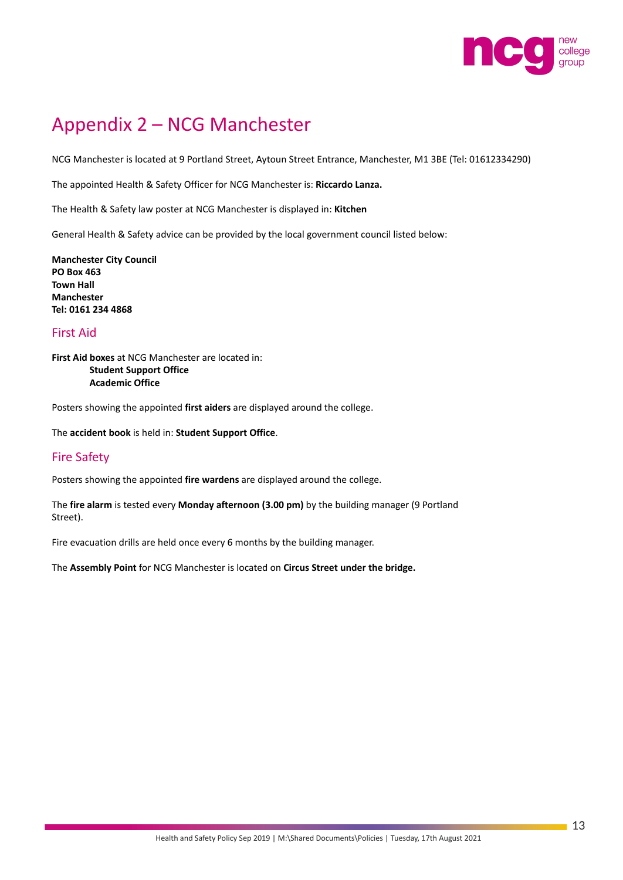# Appendix 2 – NCG Manchester

NCG Manchester is located at 9 Portland Street, Aytoun Street Entrance, Manchester, M1 3BE (Tel: 01612334290)

The appointed Health & Safety Officer for NCG Manchester is: **Riccardo Lanza.**

The Health & Safety law poster at NCG Manchester is displayed in: **Kitchen**

General Health & Safety advice can be provided by the local government council listed below:

**Manchester City Council**
**PO Box 463**
**Town Hall**
**Manchester**
**Tel: 0161 234 4868**

## First Aid

**First Aid boxes** at NCG Manchester are located in:

- **Student Support Office**
- **Academic Office**

Posters showing the appointed **first aiders** are displayed around the college.

The **accident book** is held in: **Student Support Office**.

## Fire Safety

Posters showing the appointed **fire wardens** are displayed around the college.

The **fire alarm** is tested every **Monday afternoon (3.00 pm)** by the building manager (9 Portland Street).

Fire evacuation drills are held once every 6 months by the building manager.

The **Assembly Point** for NCG Manchester is located on **Circus Street under the bridge.**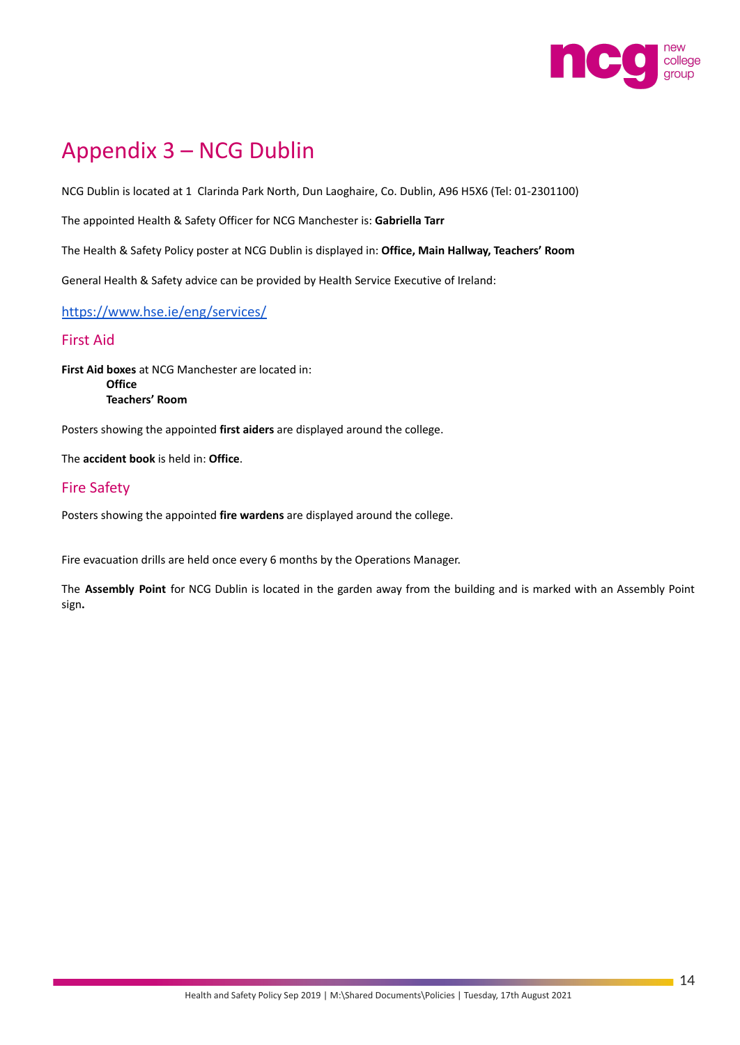# Appendix 3 – NCG Dublin

NCG Dublin is located at 1 Clarinda Park North, Dun Laoghaire, Co. Dublin, A96 H5X6 (Tel: 01-2301100)

The appointed Health & Safety Officer for NCG Manchester is: **Gabriella Tarr**

The Health & Safety Policy poster at NCG Dublin is displayed in: **Office, Main Hallway, Teachers' Room**

General Health & Safety advice can be provided by Health Service Executive of Ireland:

https://www.hse.ie/eng/services/

## First Aid

**First Aid boxes** at NCG Manchester are located in:
- **Office**
- **Teachers' Room**

Posters showing the appointed **first aiders** are displayed around the college.

The **accident book** is held in: **Office**.

## Fire Safety

Posters showing the appointed **fire wardens** are displayed around the college.

Fire evacuation drills are held once every 6 months by the Operations Manager.

The **Assembly Point** for NCG Dublin is located in the garden away from the building and is marked with an Assembly Point sign**.**